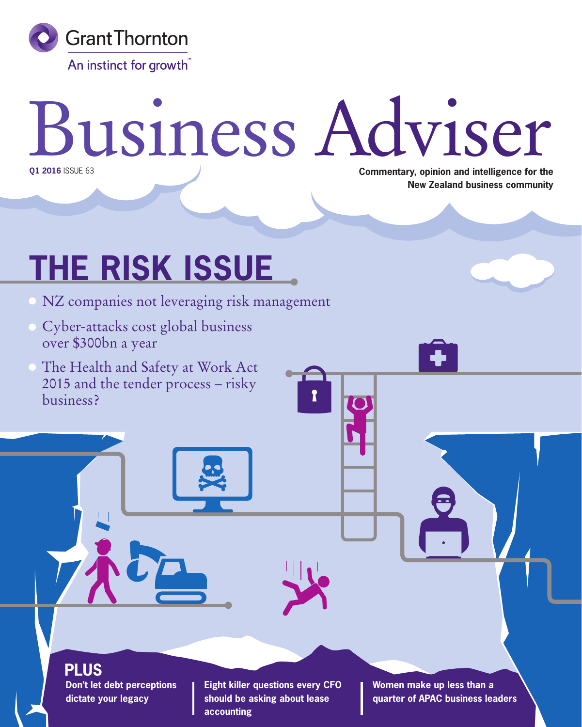Grant Thornton

An instinct for growth™

# Business Adviser

**Q1 2016** ISSUE 63

**Commentary, opinion and intelligence for the New Zealand business community**

## THE RISK ISSUE

- NZ companies not leveraging risk management
- Cyber-attacks cost global business over $300bn a year
- The Health and Safety at Work Act 2015 and the tender process – risky business?

### PLUS

**Don't let debt perceptions dictate your legacy**

**Eight killer questions every CFO should be asking about lease accounting**

**Women make up less than a quarter of APAC business leaders**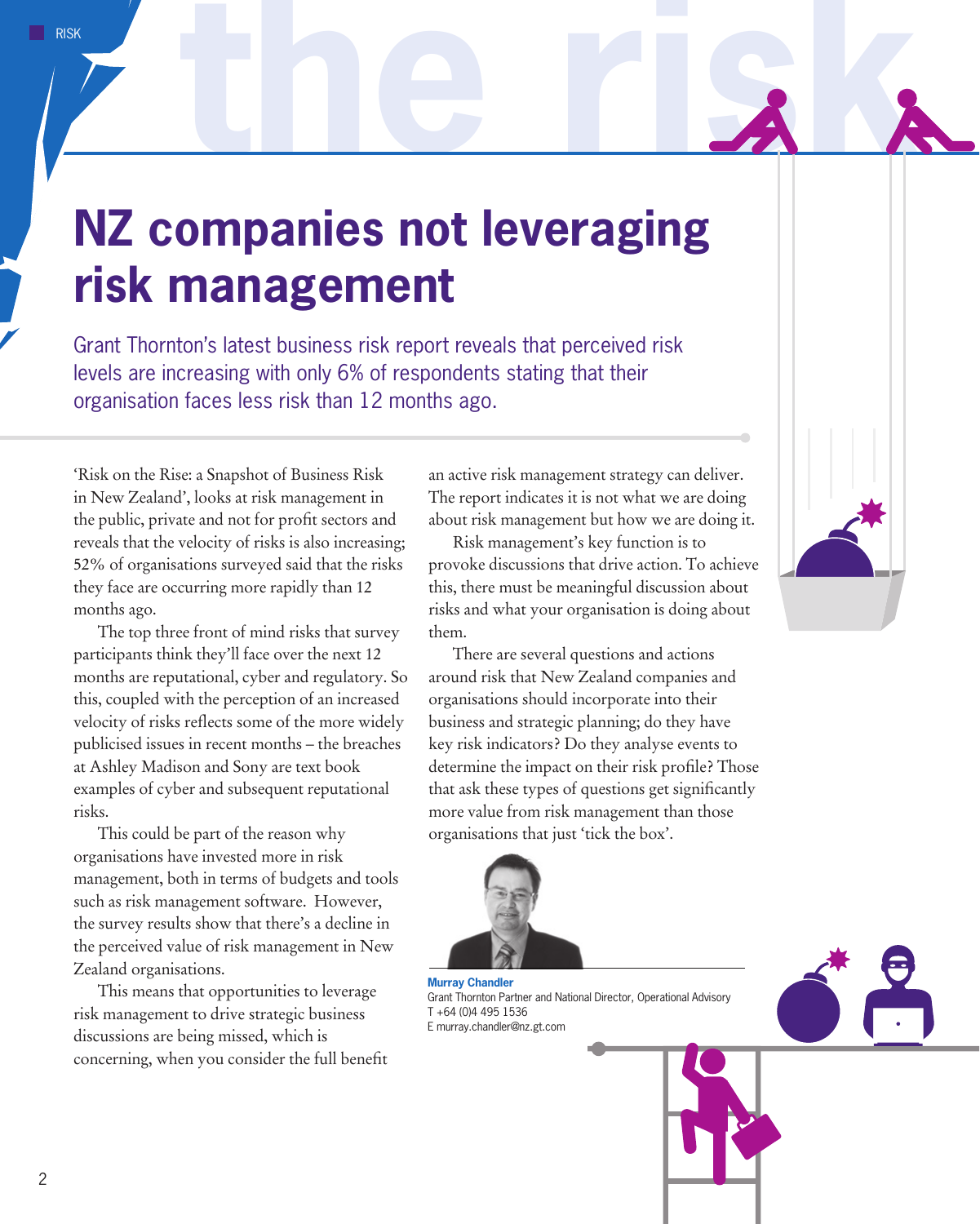# NZ companies not leveraging risk management

Grant Thornton's latest business risk report reveals that perceived risk levels are increasing with only 6% of respondents stating that their organisation faces less risk than 12 months ago.

'Risk on the Rise: a Snapshot of Business Risk in New Zealand', looks at risk management in the public, private and not for profit sectors and reveals that the velocity of risks is also increasing; 52% of organisations surveyed said that the risks they face are occurring more rapidly than 12 months ago.

The top three front of mind risks that survey participants think they'll face over the next 12 months are reputational, cyber and regulatory. So this, coupled with the perception of an increased velocity of risks reflects some of the more widely publicised issues in recent months – the breaches at Ashley Madison and Sony are text book examples of cyber and subsequent reputational risks.

This could be part of the reason why organisations have invested more in risk management, both in terms of budgets and tools such as risk management software. However, the survey results show that there's a decline in the perceived value of risk management in New Zealand organisations.

This means that opportunities to leverage risk management to drive strategic business discussions are being missed, which is concerning, when you consider the full benefit an active risk management strategy can deliver. The report indicates it is not what we are doing about risk management but how we are doing it.

Risk management's key function is to provoke discussions that drive action. To achieve this, there must be meaningful discussion about risks and what your organisation is doing about them.

There are several questions and actions around risk that New Zealand companies and organisations should incorporate into their business and strategic planning; do they have key risk indicators? Do they analyse events to determine the impact on their risk profile? Those that ask these types of questions get significantly more value from risk management than those organisations that just 'tick the box'.

**Murray Chandler**
Grant Thornton Partner and National Director, Operational Advisory
T +64 (0)4 495 1536
E murray.chandler@nz.gt.com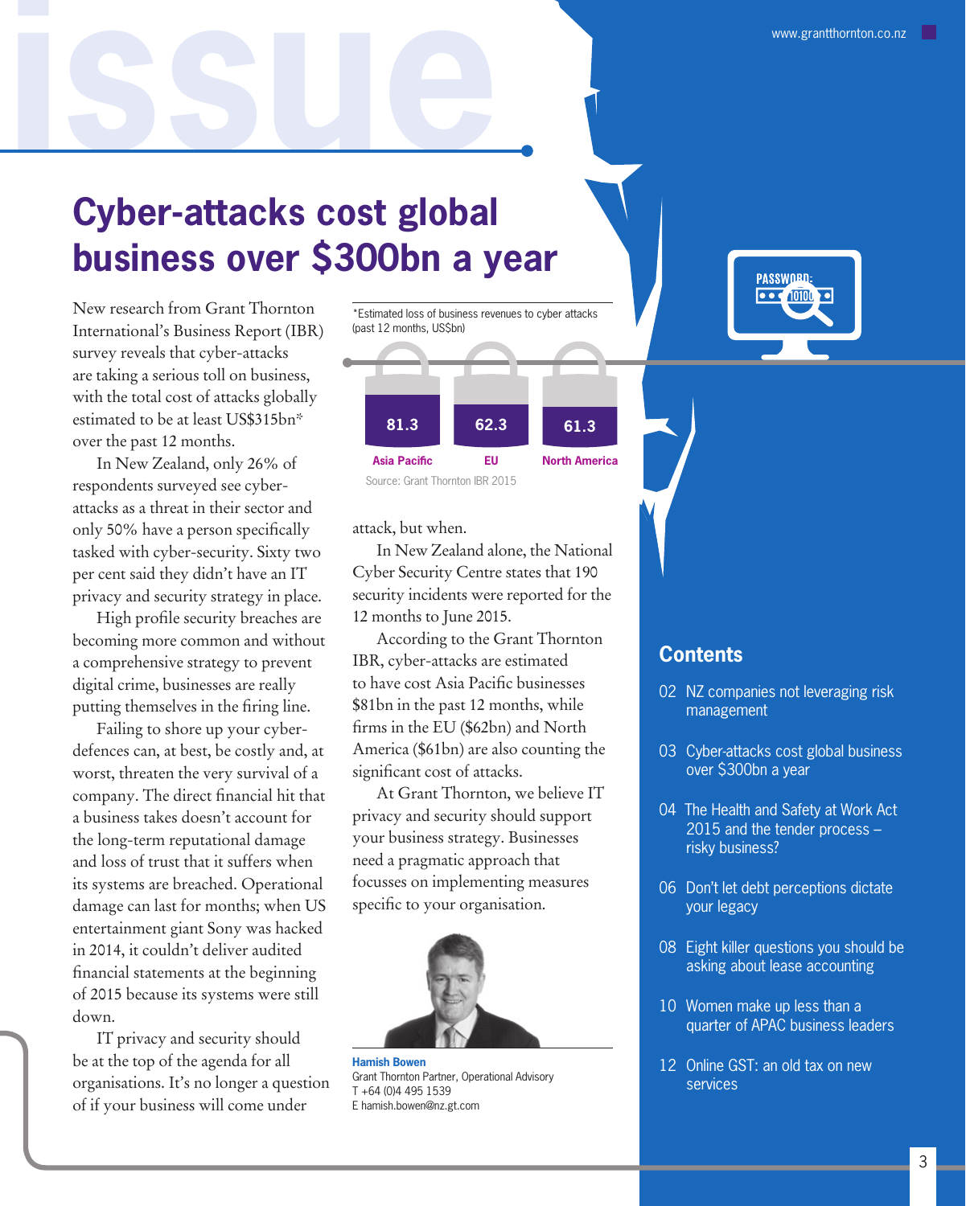# Cyber-attacks cost global business over $300bn a year

New research from Grant Thornton International's Business Report (IBR) survey reveals that cyber-attacks are taking a serious toll on business, with the total cost of attacks globally estimated to be at least US$315bn* over the past 12 months.

In New Zealand, only 26% of respondents surveyed see cyber-attacks as a threat in their sector and only 50% have a person specifically tasked with cyber-security. Sixty two per cent said they didn't have an IT privacy and security strategy in place.

High profile security breaches are becoming more common and without a comprehensive strategy to prevent digital crime, businesses are really putting themselves in the firing line.

Failing to shore up your cyber-defences can, at best, be costly and, at worst, threaten the very survival of a company. The direct financial hit that a business takes doesn't account for the long-term reputational damage and loss of trust that it suffers when its systems are breached. Operational damage can last for months; when US entertainment giant Sony was hacked in 2014, it couldn't deliver audited financial statements at the beginning of 2015 because its systems were still down.

IT privacy and security should be at the top of the agenda for all organisations. It's no longer a question of if your business will come under attack, but when.

*Estimated loss of business revenues to cyber attacks (past 12 months, US$bn)

| Asia Pacific | EU | North America |
|---|---|---|
| 81.3 | 62.3 | 61.3 |

Source: Grant Thornton IBR 2015

In New Zealand alone, the National Cyber Security Centre states that 190 security incidents were reported for the 12 months to June 2015.

According to the Grant Thornton IBR, cyber-attacks are estimated to have cost Asia Pacific businesses $81bn in the past 12 months, while firms in the EU ($62bn) and North America ($61bn) are also counting the significant cost of attacks.

At Grant Thornton, we believe IT privacy and security should support your business strategy. Businesses need a pragmatic approach that focusses on implementing measures specific to your organisation.

**Hamish Bowen**
Grant Thornton Partner, Operational Advisory
T +64 (0)4 495 1539
E hamish.bowen@nz.gt.com

## Contents

- 02 NZ companies not leveraging risk management
- 03 Cyber-attacks cost global business over $300bn a year
- 04 The Health and Safety at Work Act 2015 and the tender process – risky business?
- 06 Don't let debt perceptions dictate your legacy
- 08 Eight killer questions you should be asking about lease accounting
- 10 Women make up less than a quarter of APAC business leaders
- 12 Online GST: an old tax on new services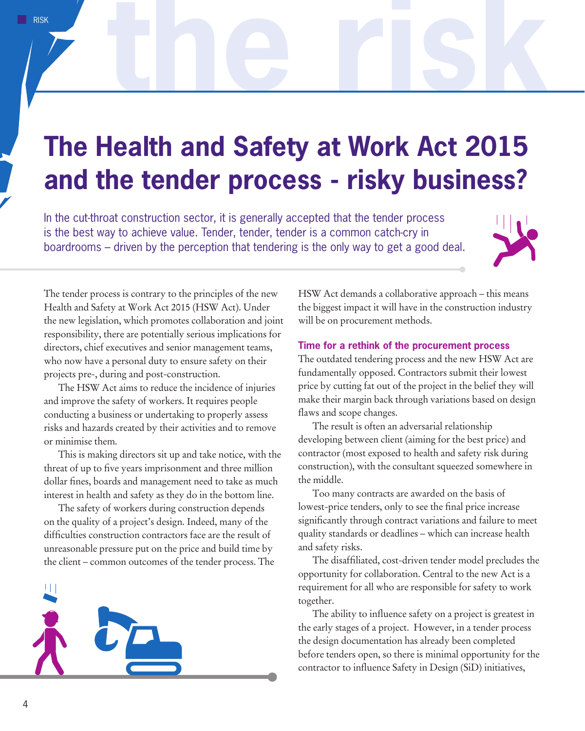# The Health and Safety at Work Act 2015 and the tender process - risky business?

In the cut-throat construction sector, it is generally accepted that the tender process is the best way to achieve value. Tender, tender, tender is a common catch-cry in boardrooms – driven by the perception that tendering is the only way to get a good deal.

The tender process is contrary to the principles of the new Health and Safety at Work Act 2015 (HSW Act). Under the new legislation, which promotes collaboration and joint responsibility, there are potentially serious implications for directors, chief executives and senior management teams, who now have a personal duty to ensure safety on their projects pre-, during and post-construction.

The HSW Act aims to reduce the incidence of injuries and improve the safety of workers. It requires people conducting a business or undertaking to properly assess risks and hazards created by their activities and to remove or minimise them.

This is making directors sit up and take notice, with the threat of up to five years imprisonment and three million dollar fines, boards and management need to take as much interest in health and safety as they do in the bottom line.

The safety of workers during construction depends on the quality of a project's design. Indeed, many of the difficulties construction contractors face are the result of unreasonable pressure put on the price and build time by the client – common outcomes of the tender process. The HSW Act demands a collaborative approach – this means the biggest impact it will have in the construction industry will be on procurement methods.

## Time for a rethink of the procurement process

The outdated tendering process and the new HSW Act are fundamentally opposed. Contractors submit their lowest price by cutting fat out of the project in the belief they will make their margin back through variations based on design flaws and scope changes.

The result is often an adversarial relationship developing between client (aiming for the best price) and contractor (most exposed to health and safety risk during construction), with the consultant squeezed somewhere in the middle.

Too many contracts are awarded on the basis of lowest-price tenders, only to see the final price increase significantly through contract variations and failure to meet quality standards or deadlines – which can increase health and safety risks.

The disaffiliated, cost-driven tender model precludes the opportunity for collaboration. Central to the new Act is a requirement for all who are responsible for safety to work together.

The ability to influence safety on a project is greatest in the early stages of a project. However, in a tender process the design documentation has already been completed before tenders open, so there is minimal opportunity for the contractor to influence Safety in Design (SiD) initiatives,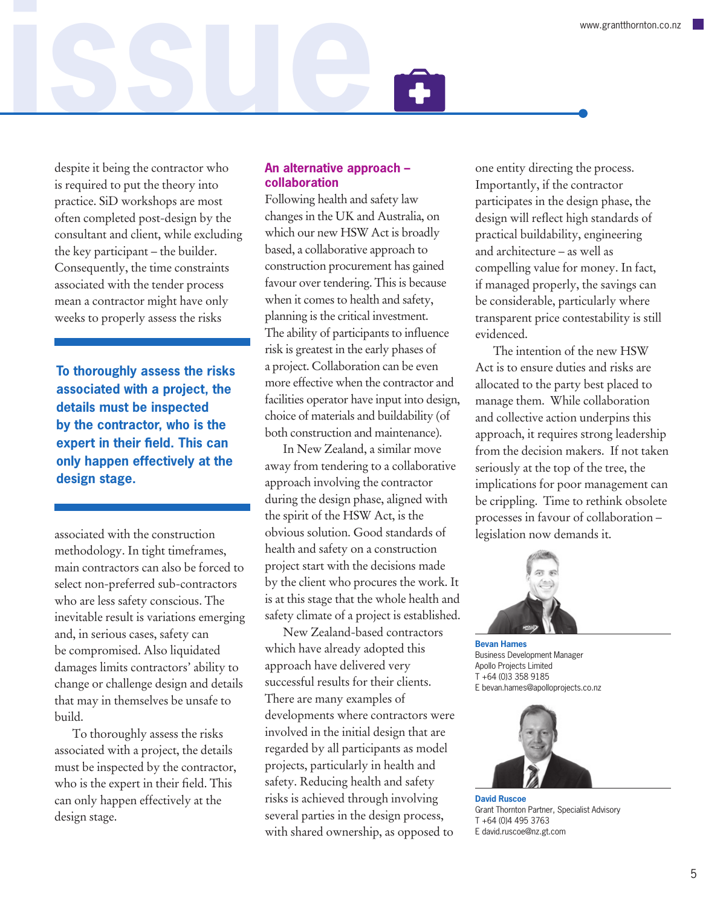despite it being the contractor who is required to put the theory into practice. SiD workshops are most often completed post-design by the consultant and client, while excluding the key participant – the builder. Consequently, the time constraints associated with the tender process mean a contractor might have only weeks to properly assess the risks associated with the construction methodology. In tight timeframes, main contractors can also be forced to select non-preferred sub-contractors who are less safety conscious. The inevitable result is variations emerging and, in serious cases, safety can be compromised. Also liquidated damages limits contractors' ability to change or challenge design and details that may in themselves be unsafe to build.

**To thoroughly assess the risks associated with a project, the details must be inspected by the contractor, who is the expert in their field. This can only happen effectively at the design stage.**

To thoroughly assess the risks associated with a project, the details must be inspected by the contractor, who is the expert in their field. This can only happen effectively at the design stage.

## An alternative approach – collaboration

Following health and safety law changes in the UK and Australia, on which our new HSW Act is broadly based, a collaborative approach to construction procurement has gained favour over tendering. This is because when it comes to health and safety, planning is the critical investment. The ability of participants to influence risk is greatest in the early phases of a project. Collaboration can be even more effective when the contractor and facilities operator have input into design, choice of materials and buildability (of both construction and maintenance).

In New Zealand, a similar move away from tendering to a collaborative approach involving the contractor during the design phase, aligned with the spirit of the HSW Act, is the obvious solution. Good standards of health and safety on a construction project start with the decisions made by the client who procures the work. It is at this stage that the whole health and safety climate of a project is established.

New Zealand-based contractors which have already adopted this approach have delivered very successful results for their clients. There are many examples of developments where contractors were involved in the initial design that are regarded by all participants as model projects, particularly in health and safety. Reducing health and safety risks is achieved through involving several parties in the design process, with shared ownership, as opposed to one entity directing the process. Importantly, if the contractor participates in the design phase, the design will reflect high standards of practical buildability, engineering and architecture – as well as compelling value for money. In fact, if managed properly, the savings can be considerable, particularly where transparent price contestability is still evidenced.

The intention of the new HSW Act is to ensure duties and risks are allocated to the party best placed to manage them. While collaboration and collective action underpins this approach, it requires strong leadership from the decision makers. If not taken seriously at the top of the tree, the implications for poor management can be crippling. Time to rethink obsolete processes in favour of collaboration – legislation now demands it.

**Bevan Hames**
Business Development Manager
Apollo Projects Limited
T +64 (0)3 358 9185
E bevan.hames@apolloprojects.co.nz

**David Ruscoe**
Grant Thornton Partner, Specialist Advisory
T +64 (0)4 495 3763
E david.ruscoe@nz.gt.com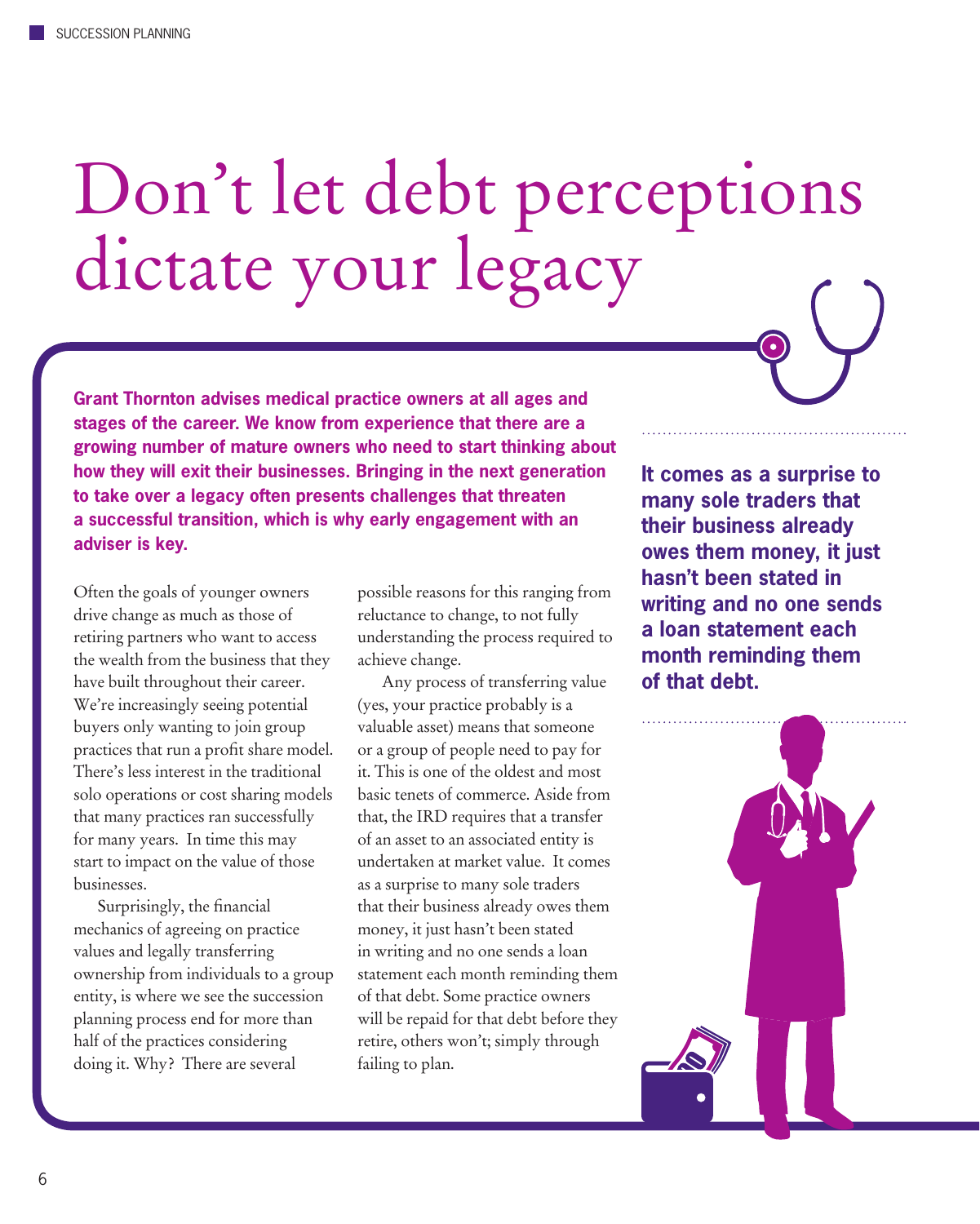# Don't let debt perceptions dictate your legacy

**Grant Thornton advises medical practice owners at all ages and stages of the career. We know from experience that there are a growing number of mature owners who need to start thinking about how they will exit their businesses. Bringing in the next generation to take over a legacy often presents challenges that threaten a successful transition, which is why early engagement with an adviser is key.**

Often the goals of younger owners drive change as much as those of retiring partners who want to access the wealth from the business that they have built throughout their career. We're increasingly seeing potential buyers only wanting to join group practices that run a profit share model. There's less interest in the traditional solo operations or cost sharing models that many practices ran successfully for many years. In time this may start to impact on the value of those businesses.

Surprisingly, the financial mechanics of agreeing on practice values and legally transferring ownership from individuals to a group entity, is where we see the succession planning process end for more than half of the practices considering doing it. Why? There are several possible reasons for this ranging from reluctance to change, to not fully understanding the process required to achieve change.

Any process of transferring value (yes, your practice probably is a valuable asset) means that someone or a group of people need to pay for it. This is one of the oldest and most basic tenets of commerce. Aside from that, the IRD requires that a transfer of an asset to an associated entity is undertaken at market value. It comes as a surprise to many sole traders that their business already owes them money, it just hasn't been stated in writing and no one sends a loan statement each month reminding them of that debt. Some practice owners will be repaid for that debt before they retire, others won't; simply through failing to plan.

**It comes as a surprise to many sole traders that their business already owes them money, it just hasn't been stated in writing and no one sends a loan statement each month reminding them of that debt.**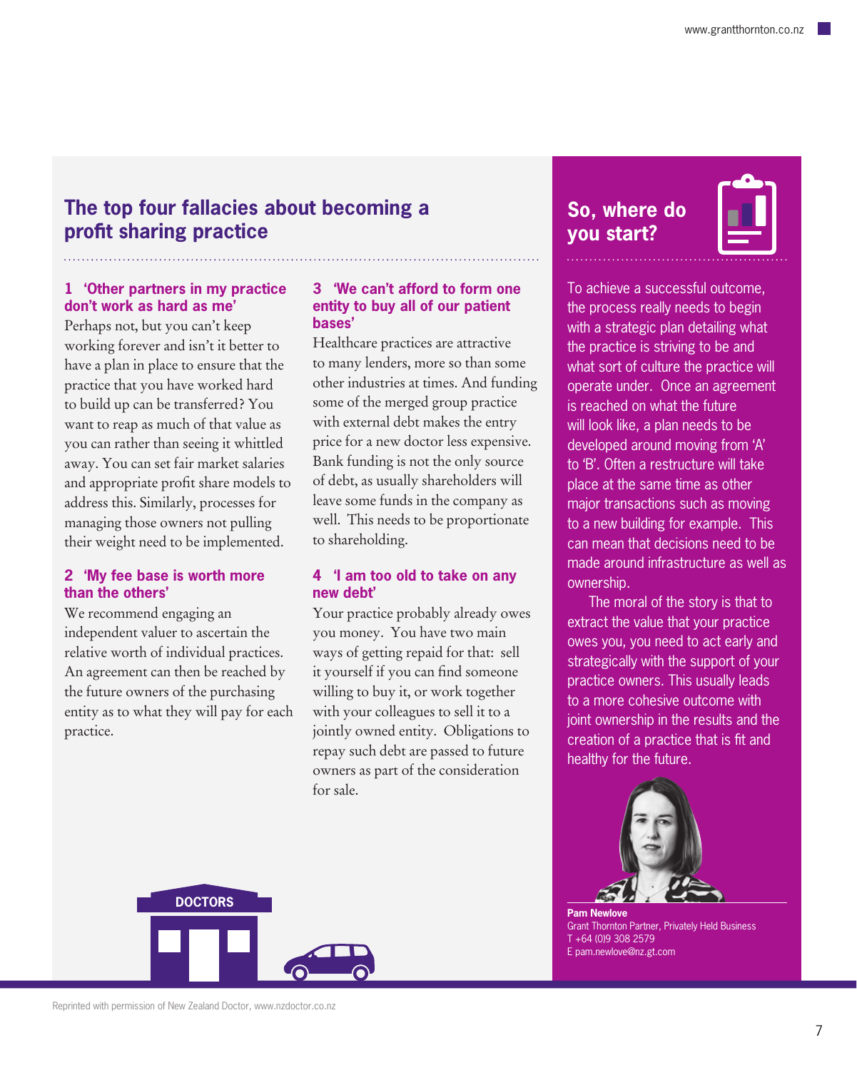## The top four fallacies about becoming a profit sharing practice

### 1 'Other partners in my practice don't work as hard as me'

Perhaps not, but you can't keep working forever and isn't it better to have a plan in place to ensure that the practice that you have worked hard to build up can be transferred? You want to reap as much of that value as you can rather than seeing it whittled away. You can set fair market salaries and appropriate profit share models to address this. Similarly, processes for managing those owners not pulling their weight need to be implemented.

### 2 'My fee base is worth more than the others'

We recommend engaging an independent valuer to ascertain the relative worth of individual practices. An agreement can then be reached by the future owners of the purchasing entity as to what they will pay for each practice.

### 3 'We can't afford to form one entity to buy all of our patient bases'

Healthcare practices are attractive to many lenders, more so than some other industries at times. And funding some of the merged group practice with external debt makes the entry price for a new doctor less expensive. Bank funding is not the only source of debt, as usually shareholders will leave some funds in the company as well. This needs to be proportionate to shareholding.

### 4 'I am too old to take on any new debt'

Your practice probably already owes you money. You have two main ways of getting repaid for that: sell it yourself if you can find someone willing to buy it, or work together with your colleagues to sell it to a jointly owned entity. Obligations to repay such debt are passed to future owners as part of the consideration for sale.

## So, where do you start?

To achieve a successful outcome, the process really needs to begin with a strategic plan detailing what the practice is striving to be and what sort of culture the practice will operate under. Once an agreement is reached on what the future will look like, a plan needs to be developed around moving from 'A' to 'B'. Often a restructure will take place at the same time as other major transactions such as moving to a new building for example. This can mean that decisions need to be made around infrastructure as well as ownership.

The moral of the story is that to extract the value that your practice owes you, you need to act early and strategically with the support of your practice owners. This usually leads to a more cohesive outcome with joint ownership in the results and the creation of a practice that is fit and healthy for the future.

**Pam Newlove**
Grant Thornton Partner, Privately Held Business
T +64 (0)9 308 2579
E pam.newlove@nz.gt.com

Reprinted with permission of New Zealand Doctor, www.nzdoctor.co.nz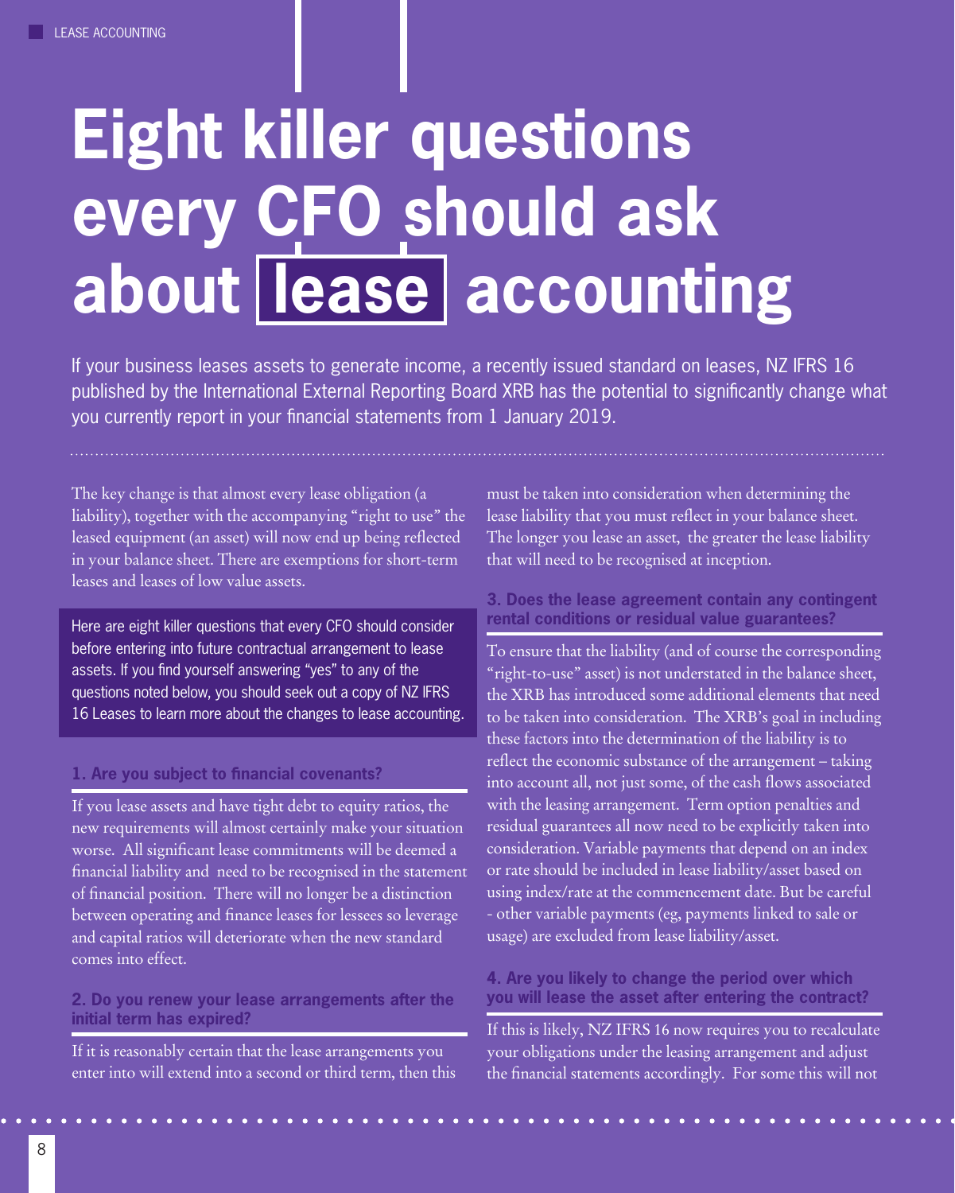# Eight killer questions every CFO should ask about lease accounting

If your business leases assets to generate income, a recently issued standard on leases, NZ IFRS 16 published by the International External Reporting Board XRB has the potential to significantly change what you currently report in your financial statements from 1 January 2019.

The key change is that almost every lease obligation (a liability), together with the accompanying "right to use" the leased equipment (an asset) will now end up being reflected in your balance sheet. There are exemptions for short-term leases and leases of low value assets.

Here are eight killer questions that every CFO should consider before entering into future contractual arrangement to lease assets. If you find yourself answering "yes" to any of the questions noted below, you should seek out a copy of NZ IFRS 16 Leases to learn more about the changes to lease accounting.

### 1. Are you subject to financial covenants?

If you lease assets and have tight debt to equity ratios, the new requirements will almost certainly make your situation worse. All significant lease commitments will be deemed a financial liability and need to be recognised in the statement of financial position. There will no longer be a distinction between operating and finance leases for lessees so leverage and capital ratios will deteriorate when the new standard comes into effect.

### 2. Do you renew your lease arrangements after the initial term has expired?

If it is reasonably certain that the lease arrangements you enter into will extend into a second or third term, then this must be taken into consideration when determining the lease liability that you must reflect in your balance sheet. The longer you lease an asset, the greater the lease liability that will need to be recognised at inception.

### 3. Does the lease agreement contain any contingent rental conditions or residual value guarantees?

To ensure that the liability (and of course the corresponding "right-to-use" asset) is not understated in the balance sheet, the XRB has introduced some additional elements that need to be taken into consideration. The XRB's goal in including these factors into the determination of the liability is to reflect the economic substance of the arrangement – taking into account all, not just some, of the cash flows associated with the leasing arrangement. Term option penalties and residual guarantees all now need to be explicitly taken into consideration. Variable payments that depend on an index or rate should be included in lease liability/asset based on using index/rate at the commencement date. But be careful - other variable payments (eg, payments linked to sale or usage) are excluded from lease liability/asset.

### 4. Are you likely to change the period over which you will lease the asset after entering the contract?

If this is likely, NZ IFRS 16 now requires you to recalculate your obligations under the leasing arrangement and adjust the financial statements accordingly. For some this will not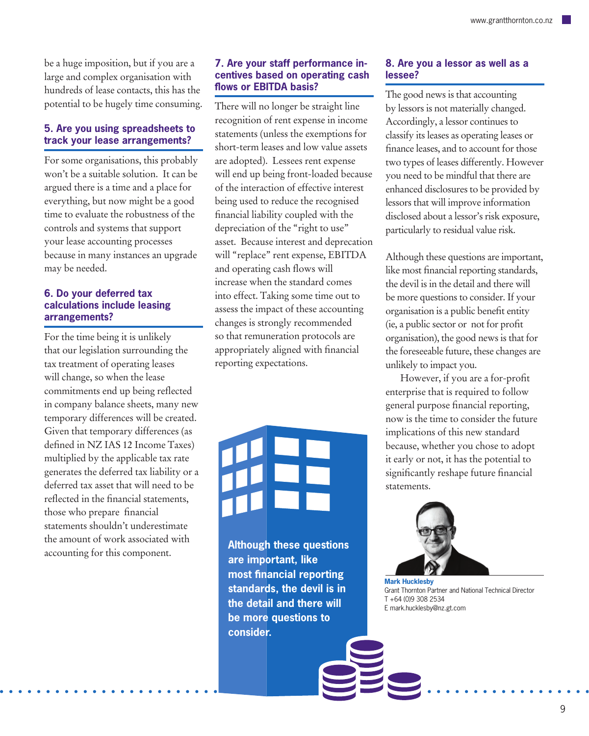be a huge imposition, but if you are a large and complex organisation with hundreds of lease contacts, this has the potential to be hugely time consuming.

## 5. Are you using spreadsheets to track your lease arrangements?

For some organisations, this probably won't be a suitable solution. It can be argued there is a time and a place for everything, but now might be a good time to evaluate the robustness of the controls and systems that support your lease accounting processes because in many instances an upgrade may be needed.

## 6. Do your deferred tax calculations include leasing arrangements?

For the time being it is unlikely that our legislation surrounding the tax treatment of operating leases will change, so when the lease commitments end up being reflected in company balance sheets, many new temporary differences will be created. Given that temporary differences (as defined in NZ IAS 12 Income Taxes) multiplied by the applicable tax rate generates the deferred tax liability or a deferred tax asset that will need to be reflected in the financial statements, those who prepare financial statements shouldn't underestimate the amount of work associated with accounting for this component.

## 7. Are your staff performance incentives based on operating cash flows or EBITDA basis?

There will no longer be straight line recognition of rent expense in income statements (unless the exemptions for short-term leases and low value assets are adopted). Lessees rent expense will end up being front-loaded because of the interaction of effective interest being used to reduce the recognised financial liability coupled with the depreciation of the "right to use" asset. Because interest and deprecation will "replace" rent expense, EBITDA and operating cash flows will increase when the standard comes into effect. Taking some time out to assess the impact of these accounting changes is strongly recommended so that remuneration protocols are appropriately aligned with financial reporting expectations.

**Although these questions are important, like most financial reporting standards, the devil is in the detail and there will be more questions to consider.**

## 8. Are you a lessor as well as a lessee?

The good news is that accounting by lessors is not materially changed. Accordingly, a lessor continues to classify its leases as operating leases or finance leases, and to account for those two types of leases differently. However you need to be mindful that there are enhanced disclosures to be provided by lessors that will improve information disclosed about a lessor's risk exposure, particularly to residual value risk.

Although these questions are important, like most financial reporting standards, the devil is in the detail and there will be more questions to consider. If your organisation is a public benefit entity (ie, a public sector or not for profit organisation), the good news is that for the foreseeable future, these changes are unlikely to impact you.

However, if you are a for-profit enterprise that is required to follow general purpose financial reporting, now is the time to consider the future implications of this new standard because, whether you chose to adopt it early or not, it has the potential to significantly reshape future financial statements.

**Mark Hucklesby**
Grant Thornton Partner and National Technical Director
T +64 (0)9 308 2534
E mark.hucklesby@nz.gt.com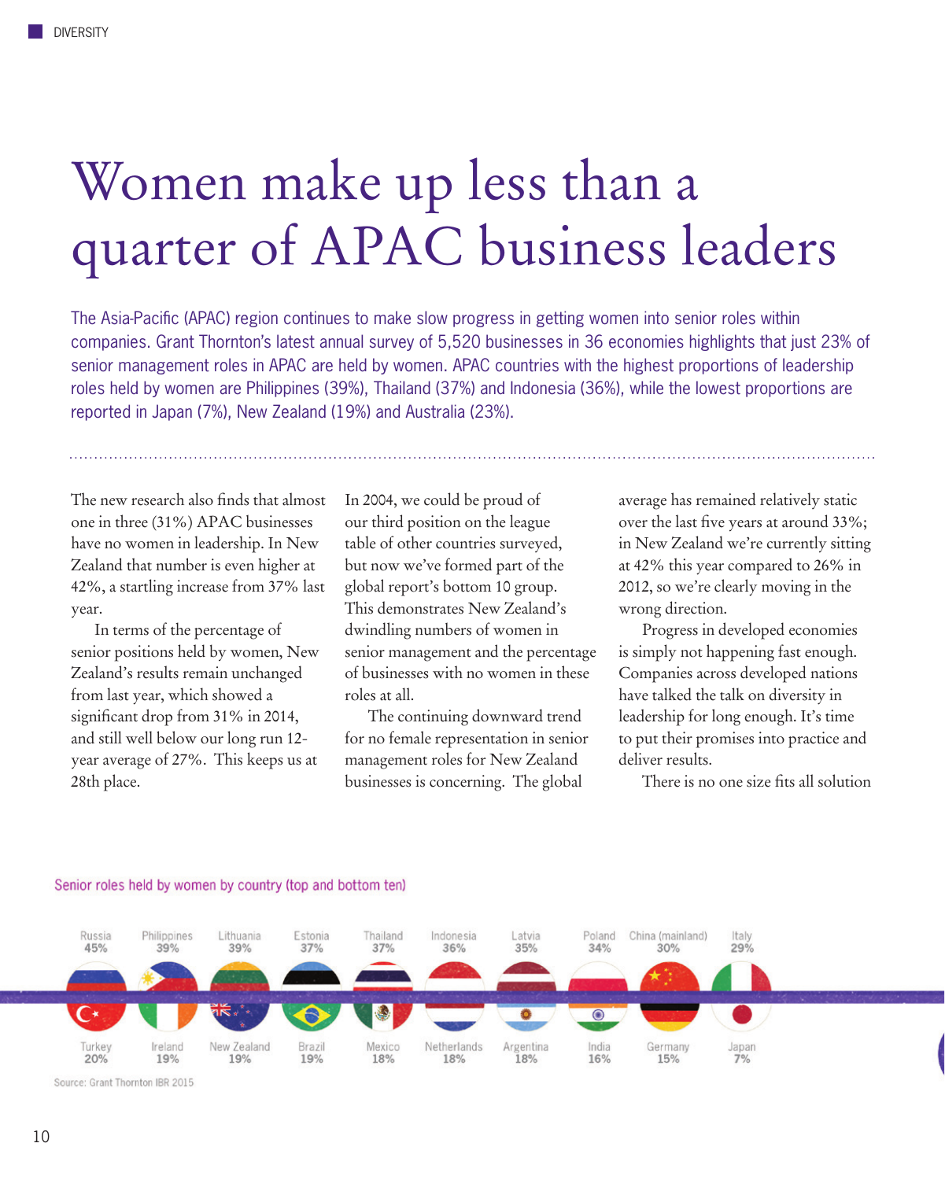# Women make up less than a quarter of APAC business leaders

The Asia-Pacific (APAC) region continues to make slow progress in getting women into senior roles within companies. Grant Thornton's latest annual survey of 5,520 businesses in 36 economies highlights that just 23% of senior management roles in APAC are held by women. APAC countries with the highest proportions of leadership roles held by women are Philippines (39%), Thailand (37%) and Indonesia (36%), while the lowest proportions are reported in Japan (7%), New Zealand (19%) and Australia (23%).

The new research also finds that almost one in three (31%) APAC businesses have no women in leadership. In New Zealand that number is even higher at 42%, a startling increase from 37% last year.

In terms of the percentage of senior positions held by women, New Zealand's results remain unchanged from last year, which showed a significant drop from 31% in 2014, and still well below our long run 12-year average of 27%. This keeps us at 28th place.

In 2004, we could be proud of our third position on the league table of other countries surveyed, but now we've formed part of the global report's bottom 10 group. This demonstrates New Zealand's dwindling numbers of women in senior management and the percentage of businesses with no women in these roles at all.

The continuing downward trend for no female representation in senior management roles for New Zealand businesses is concerning. The global average has remained relatively static over the last five years at around 33%; in New Zealand we're currently sitting at 42% this year compared to 26% in 2012, so we're clearly moving in the wrong direction.

Progress in developed economies is simply not happening fast enough. Companies across developed nations have talked the talk on diversity in leadership for long enough. It's time to put their promises into practice and deliver results.

There is no one size fits all solution

Senior roles held by women by country (top and bottom ten)

| Top ten | % | Bottom ten | % |
|---|---|---|---|
| Russia | 45% | Turkey | 20% |
| Philippines | 39% | Ireland | 19% |
| Lithuania | 39% | New Zealand | 19% |
| Estonia | 37% | Brazil | 19% |
| Thailand | 37% | Mexico | 18% |
| Indonesia | 36% | Netherlands | 18% |
| Latvia | 35% | Argentina | 18% |
| Poland | 34% | India | 16% |
| China (mainland) | 30% | Germany | 15% |
| Italy | 29% | Japan | 7% |

Source: Grant Thornton IBR 2015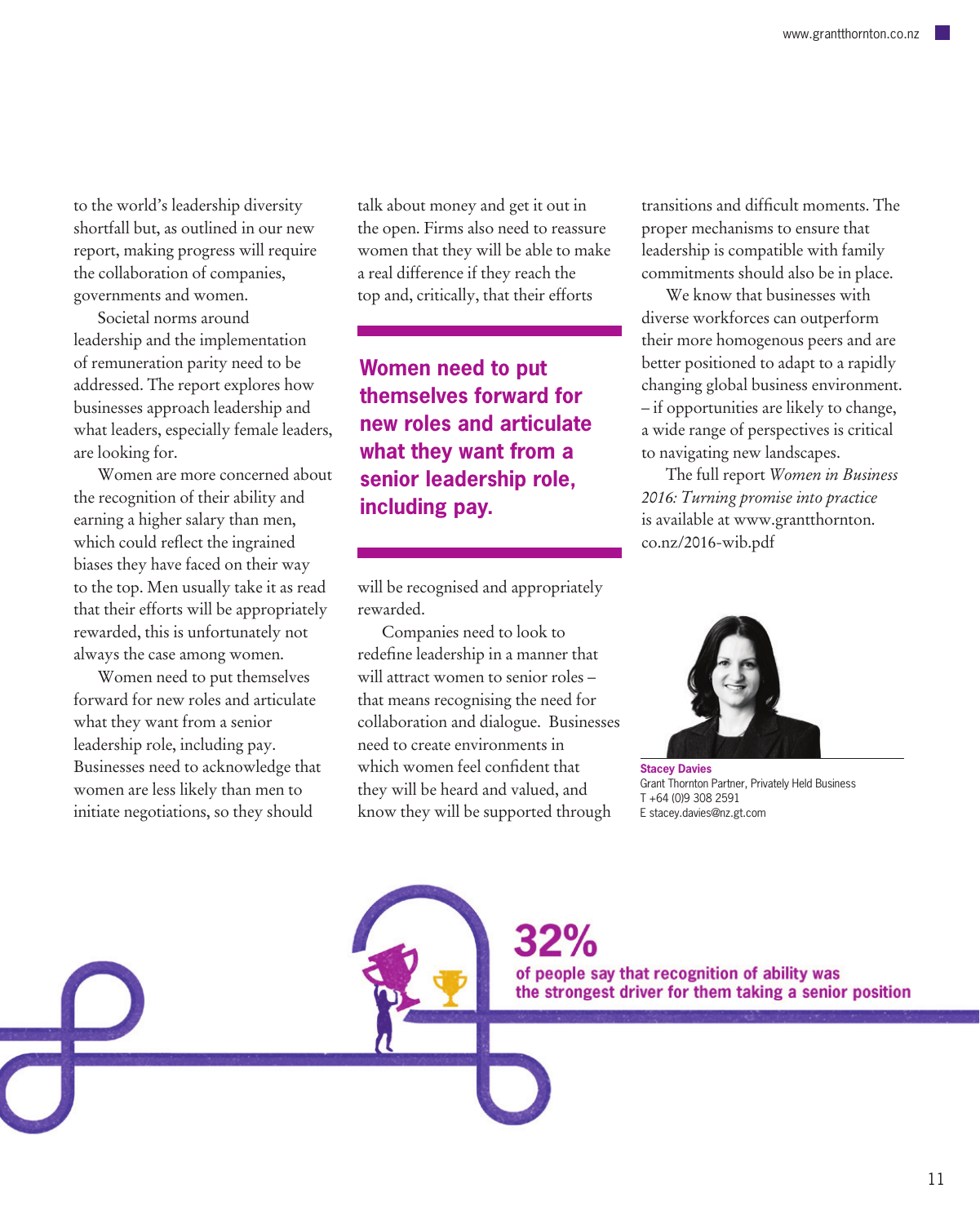to the world's leadership diversity shortfall but, as outlined in our new report, making progress will require the collaboration of companies, governments and women.

Societal norms around leadership and the implementation of remuneration parity need to be addressed. The report explores how businesses approach leadership and what leaders, especially female leaders, are looking for.

Women are more concerned about the recognition of their ability and earning a higher salary than men, which could reflect the ingrained biases they have faced on their way to the top. Men usually take it as read that their efforts will be appropriately rewarded, this is unfortunately not always the case among women.

Women need to put themselves forward for new roles and articulate what they want from a senior leadership role, including pay. Businesses need to acknowledge that women are less likely than men to initiate negotiations, so they should talk about money and get it out in the open. Firms also need to reassure women that they will be able to make a real difference if they reach the top and, critically, that their efforts will be recognised and appropriately rewarded.

> **Women need to put themselves forward for new roles and articulate what they want from a senior leadership role, including pay.**

Companies need to look to redefine leadership in a manner that will attract women to senior roles – that means recognising the need for collaboration and dialogue. Businesses need to create environments in which women feel confident that they will be heard and valued, and know they will be supported through transitions and difficult moments. The proper mechanisms to ensure that leadership is compatible with family commitments should also be in place.

We know that businesses with diverse workforces can outperform their more homogenous peers and are better positioned to adapt to a rapidly changing global business environment. – if opportunities are likely to change, a wide range of perspectives is critical to navigating new landscapes.

The full report *Women in Business 2016: Turning promise into practice* is available at www.grantthornton.co.nz/2016-wib.pdf

**Stacey Davies**
Grant Thornton Partner, Privately Held Business
T +64 (0)9 308 2591
E stacey.davies@nz.gt.com

**32%**
**of people say that recognition of ability was the strongest driver for them taking a senior position**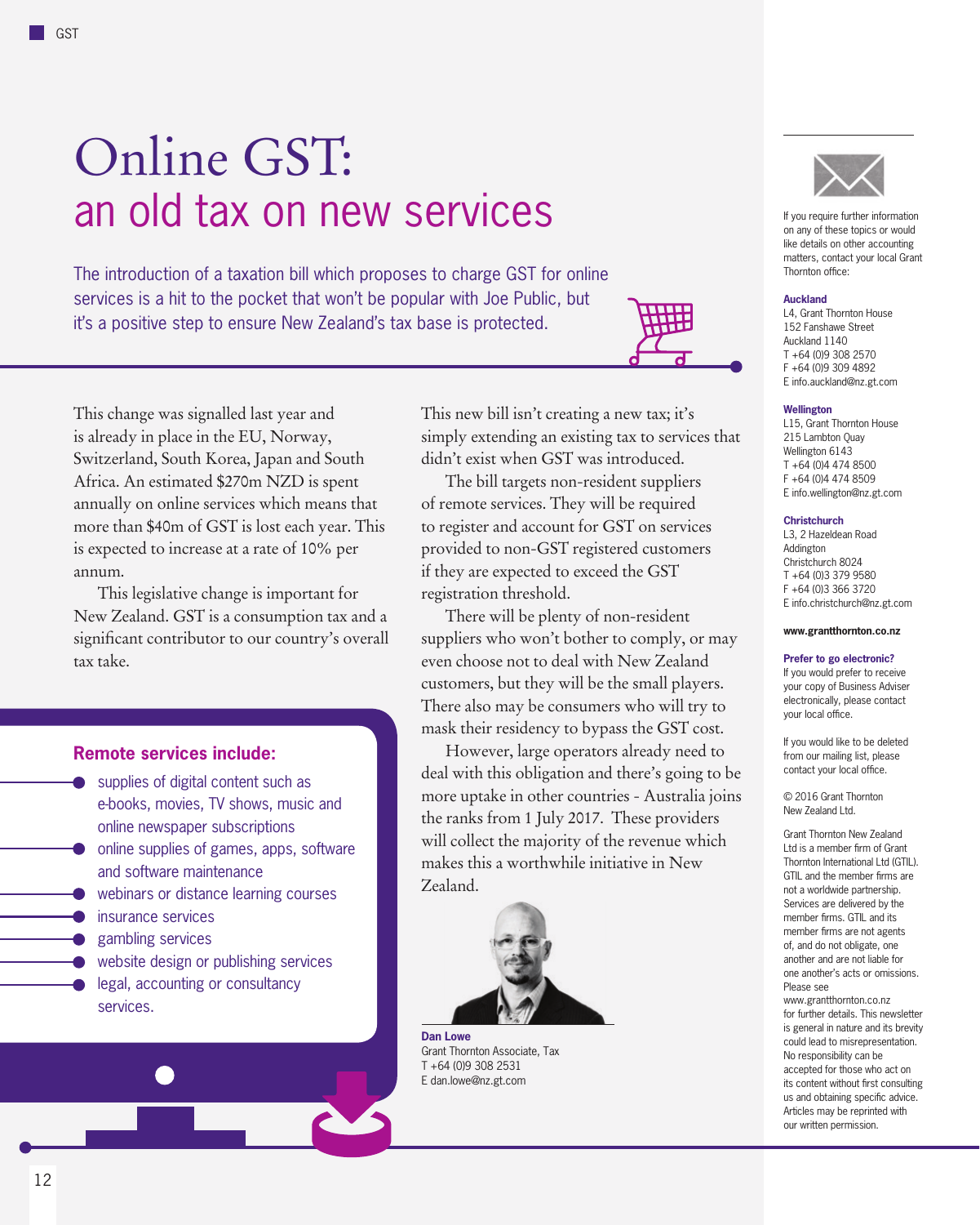# Online GST: an old tax on new services

The introduction of a taxation bill which proposes to charge GST for online services is a hit to the pocket that won't be popular with Joe Public, but it's a positive step to ensure New Zealand's tax base is protected.

This change was signalled last year and is already in place in the EU, Norway, Switzerland, South Korea, Japan and South Africa. An estimated $270m NZD is spent annually on online services which means that more than $40m of GST is lost each year. This is expected to increase at a rate of 10% per annum.

This legislative change is important for New Zealand. GST is a consumption tax and a significant contributor to our country's overall tax take.

### Remote services include:

- supplies of digital content such as e-books, movies, TV shows, music and online newspaper subscriptions
- online supplies of games, apps, software and software maintenance
- webinars or distance learning courses
- insurance services
- gambling services
- website design or publishing services
- legal, accounting or consultancy services.

This new bill isn't creating a new tax; it's simply extending an existing tax to services that didn't exist when GST was introduced.

The bill targets non-resident suppliers of remote services. They will be required to register and account for GST on services provided to non-GST registered customers if they are expected to exceed the GST registration threshold.

There will be plenty of non-resident suppliers who won't bother to comply, or may even choose not to deal with New Zealand customers, but they will be the small players. There also may be consumers who will try to mask their residency to bypass the GST cost.

However, large operators already need to deal with this obligation and there's going to be more uptake in other countries - Australia joins the ranks from 1 July 2017. These providers will collect the majority of the revenue which makes this a worthwhile initiative in New Zealand.

**Dan Lowe**
Grant Thornton Associate, Tax
T +64 (0)9 308 2531
E dan.lowe@nz.gt.com

If you require further information on any of these topics or would like details on other accounting matters, contact your local Grant Thornton office:

**Auckland**
L4, Grant Thornton House
152 Fanshawe Street
Auckland 1140
T +64 (0)9 308 2570
F +64 (0)9 309 4892
E info.auckland@nz.gt.com

**Wellington**
L15, Grant Thornton House
215 Lambton Quay
Wellington 6143
T +64 (0)4 474 8500
F +64 (0)4 474 8509
E info.wellington@nz.gt.com

**Christchurch**
L3, 2 Hazeldean Road
Addington
Christchurch 8024
T +64 (0)3 379 9580
F +64 (0)3 366 3720
E info.christchurch@nz.gt.com

**www.grantthornton.co.nz**

**Prefer to go electronic?**
If you would prefer to receive your copy of Business Adviser electronically, please contact your local office.

If you would like to be deleted from our mailing list, please contact your local office.

© 2016 Grant Thornton New Zealand Ltd.

Grant Thornton New Zealand Ltd is a member firm of Grant Thornton International Ltd (GTIL). GTIL and the member firms are not a worldwide partnership. Services are delivered by the member firms. GTIL and its member firms are not agents of, and do not obligate, one another and are not liable for one another's acts or omissions. Please see www.grantthornton.co.nz for further details. This newsletter is general in nature and its brevity could lead to misrepresentation. No responsibility can be accepted for those who act on its content without first consulting us and obtaining specific advice. Articles may be reprinted with our written permission.